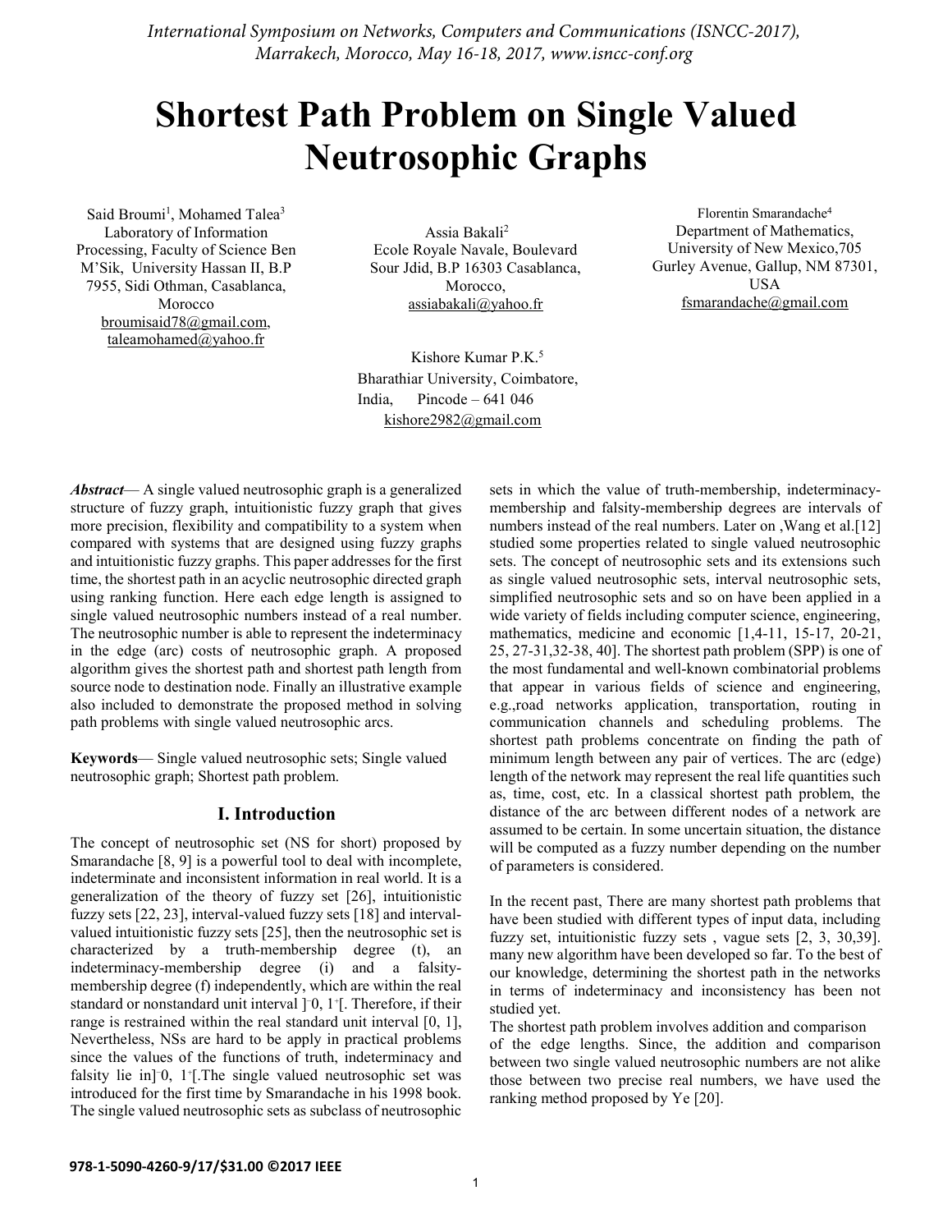# Shortest Path Problem on Single Valued Neutrosophic Graphs

Said Broumi[1], Mohamed Talea[3]
Laboratory of Information Processing, Faculty of Science Ben M'Sik, University Hassan II, B.P 7955, Sidi Othman, Casablanca, Morocco
broumisaid78@gmail.com, taleamohamed@yahoo.fr

Assia Bakali[2]
Ecole Royale Navale, Boulevard Sour Jdid, B.P 16303 Casablanca, Morocco,
assiabakali@yahoo.fr

Florentin Smarandache[4]
Department of Mathematics, University of New Mexico,705 Gurley Avenue, Gallup, NM 87301, USA
fsmarandache@gmail.com

Kishore Kumar P.K.[5]
Bharathiar University, Coimbatore, India, Pincode – 641 046
kishore2982@gmail.com

***Abstract*****—** A single valued neutrosophic graph is a generalized structure of fuzzy graph, intuitionistic fuzzy graph that gives more precision, flexibility and compatibility to a system when compared with systems that are designed using fuzzy graphs and intuitionistic fuzzy graphs. This paper addresses for the first time, the shortest path in an acyclic neutrosophic directed graph using ranking function. Here each edge length is assigned to single valued neutrosophic numbers instead of a real number. The neutrosophic number is able to represent the indeterminacy in the edge (arc) costs of neutrosophic graph. A proposed algorithm gives the shortest path and shortest path length from source node to destination node. Finally an illustrative example also included to demonstrate the proposed method in solving path problems with single valued neutrosophic arcs.

**Keywords**— Single valued neutrosophic sets; Single valued neutrosophic graph; Shortest path problem.

## I. Introduction

The concept of neutrosophic set (NS for short) proposed by Smarandache [8, 9] is a powerful tool to deal with incomplete, indeterminate and inconsistent information in real world. It is a generalization of the theory of fuzzy set [26], intuitionistic fuzzy sets [22, 23], interval-valued fuzzy sets [18] and interval-valued intuitionistic fuzzy sets [25], then the neutrosophic set is characterized by a truth-membership degree (t), an indeterminacy-membership degree (i) and a falsity-membership degree (f) independently, which are within the real standard or nonstandard unit interval $]^{-}0, 1^{+}[$. Therefore, if their range is restrained within the real standard unit interval [0, 1], Nevertheless, NSs are hard to be apply in practical problems since the values of the functions of truth, indeterminacy and falsity lie in$]^{-}0, 1^{+}[$.The single valued neutrosophic set was introduced for the first time by Smarandache in his 1998 book. The single valued neutrosophic sets as subclass of neutrosophic sets in which the value of truth-membership, indeterminacy-membership and falsity-membership degrees are intervals of numbers instead of the real numbers. Later on ,Wang et al.[12] studied some properties related to single valued neutrosophic sets. The concept of neutrosophic sets and its extensions such as single valued neutrosophic sets, interval neutrosophic sets, simplified neutrosophic sets and so on have been applied in a wide variety of fields including computer science, engineering, mathematics, medicine and economic [1,4-11, 15-17, 20-21, 25, 27-31,32-38, 40]. The shortest path problem (SPP) is one of the most fundamental and well-known combinatorial problems that appear in various fields of science and engineering, e.g.,road networks application, transportation, routing in communication channels and scheduling problems. The shortest path problems concentrate on finding the path of minimum length between any pair of vertices. The arc (edge) length of the network may represent the real life quantities such as, time, cost, etc. In a classical shortest path problem, the distance of the arc between different nodes of a network are assumed to be certain. In some uncertain situation, the distance will be computed as a fuzzy number depending on the number of parameters is considered.

In the recent past, There are many shortest path problems that have been studied with different types of input data, including fuzzy set, intuitionistic fuzzy sets , vague sets [2, 3, 30,39]. many new algorithm have been developed so far. To the best of our knowledge, determining the shortest path in the networks in terms of indeterminacy and inconsistency has been not studied yet.

The shortest path problem involves addition and comparison of the edge lengths. Since, the addition and comparison between two single valued neutrosophic numbers are not alike those between two precise real numbers, we have used the ranking method proposed by Ye [20].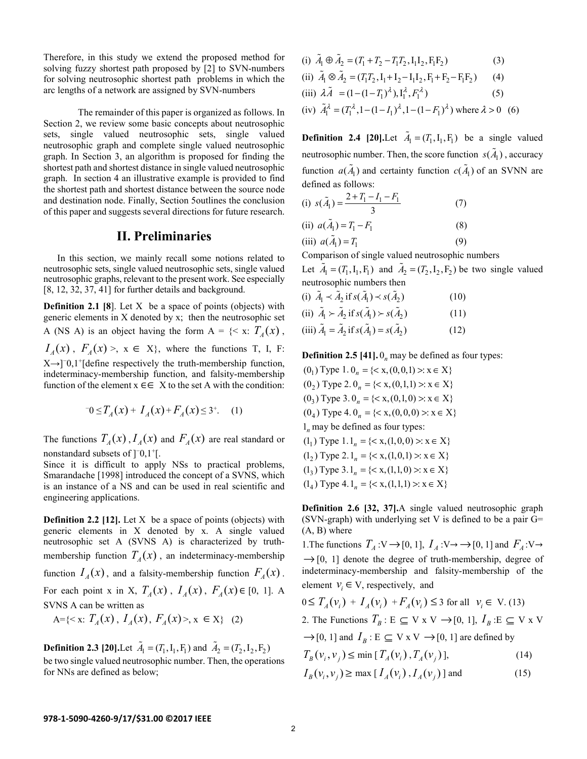Therefore, in this study we extend the proposed method for solving fuzzy shortest path proposed by [2] to SVN-numbers for solving neutrosophic shortest path problems in which the arc lengths of a network are assigned by SVN-numbers

The remainder of this paper is organized as follows. In Section 2, we review some basic concepts about neutrosophic sets, single valued neutrosophic sets, single valued neutrosophic graph and complete single valued neutrosophic graph. In Section 3, an algorithm is proposed for finding the shortest path and shortest distance in single valued neutrosophic graph. In section 4 an illustrative example is provided to find the shortest path and shortest distance between the source node and destination node. Finally, Section 5outlines the conclusion of this paper and suggests several directions for future research.

## II. Preliminaries

In this section, we mainly recall some notions related to neutrosophic sets, single valued neutrosophic sets, single valued neutrosophic graphs, relevant to the present work. See especially [8, 12, 32, 37, 41] for further details and background.

**Definition 2.1 [8]**. Let X be a space of points (objects) with generic elements in X denoted by x; then the neutrosophic set A (NS A) is an object having the form A = {< x: $T_A(x)$, $I_A(x)$, $F_A(x)$ >, x ∈ X}, where the functions T, I, F: X→]$^-$0,1$^+$[define respectively the truth-membership function, indeterminacy-membership function, and falsity-membership function of the element x ∈∈ X to the set A with the condition:

$$^-0 \leq T_A(x) + I_A(x) + F_A(x) \leq 3^+. \quad (1)$$

The functions $T_A(x)$, $I_A(x)$ and $F_A(x)$ are real standard or nonstandard subsets of ]$^-$0,1$^+$[.

Since it is difficult to apply NSs to practical problems, Smarandache [1998] introduced the concept of a SVNS, which is an instance of a NS and can be used in real scientific and engineering applications.

**Definition 2.2 [12].** Let X be a space of points (objects) with generic elements in X denoted by x. A single valued neutrosophic set A (SVNS A) is characterized by truth-membership function $T_A(x)$, an indeterminacy-membership function $I_A(x)$, and a falsity-membership function $F_A(x)$. For each point x in X, $T_A(x)$, $I_A(x)$, $F_A(x) \in [0, 1]$. A SVNS A can be written as

A={< x: $T_A(x)$, $I_A(x)$, $F_A(x)$>, x ∈ X} (2)

**Definition 2.3 [20].** Let $\tilde{A}_1 = (T_1, I_1, F_1)$ and $\tilde{A}_2 = (T_2, I_2, F_2)$ be two single valued neutrosophic number. Then, the operations for NNs are defined as below;

(i) $\tilde{A}_1 \oplus \tilde{A}_2 = (T_1 + T_2 - T_1T_2, I_1I_2, F_1F_2)$ (3)

(ii) $\tilde{A}_1 \otimes \tilde{A}_2 = (T_1T_2, I_1 + I_2 - I_1I_2, F_1 + F_2 - F_1F_2)$ (4)

(iii) $\lambda\tilde{A} = (1-(1-T_1)^\lambda), I_1^\lambda, F_1^\lambda)$ (5)

(iv) $\tilde{A}_1^\lambda = (T_1^\lambda, 1-(1-I_1)^\lambda, 1-(1-F_1)^\lambda)$ where $\lambda > 0$ (6)

**Definition 2.4 [20].** Let $\tilde{A}_1 = (T_1, I_1, F_1)$ be a single valued neutrosophic number. Then, the score function $s(\tilde{A}_1)$, accuracy function $a(\tilde{A}_1)$ and certainty function $c(\tilde{A}_1)$ of an SVNN are defined as follows:

(i) $s(\tilde{A}_1) = \dfrac{2 + T_1 - I_1 - F_1}{3}$ (7)

(ii) $a(\tilde{A}_1) = T_1 - F_1$ (8)

(iii) $a(\tilde{A}_1) = T_1$ (9)

Comparison of single valued neutrosophic numbers

Let $\tilde{A}_1 = (T_1, I_1, F_1)$ and $\tilde{A}_2 = (T_2, I_2, F_2)$ be two single valued neutrosophic numbers then

(i) $\tilde{A}_1 \prec \tilde{A}_2$ if $s(\tilde{A}_1) \prec s(\tilde{A}_2)$ (10)

(ii) $\tilde{A}_1 \succ \tilde{A}_2$ if $s(\tilde{A}_1) \succ s(\tilde{A}_2)$ (11)

(iii) $\tilde{A}_1 = \tilde{A}_2$ if $s(\tilde{A}_1) = s(\tilde{A}_2)$ (12)

**Definition 2.5 [41].** $0_n$ may be defined as four types:

($0_1$) Type 1. $0_n = \{<x, (0,0,1)>: x \in X\}$

($0_2$) Type 2. $0_n = \{<x, (0,1,1)>: x \in X\}$

($0_3$) Type 3. $0_n = \{<x, (0,1,0)>: x \in X\}$

($0_4$) Type 4. $0_n = \{<x, (0,0,0)>: x \in X\}$

$1_n$ may be defined as four types:

($1_1$) Type 1. $1_n = \{<x, (1,0,0)>: x \in X\}$

($1_2$) Type 2. $1_n = \{<x, (1,0,1)>: x \in X\}$

($1_3$) Type 3. $1_n = \{<x, (1,1,0)>: x \in X\}$

($1_4$) Type 4. $1_n = \{<x, (1,1,1)>: x \in X\}$

**Definition 2.6 [32, 37].** A single valued neutrosophic graph (SVN-graph) with underlying set V is defined to be a pair G= (A, B) where

1.The functions $T_A$:V→[0, 1], $I_A$:V→→[0, 1] and $F_A$:V→→[0, 1] denote the degree of truth-membership, degree of indeterminacy-membership and falsity-membership of the element $v_i \in$ V, respectively, and

$0 \leq T_A(v_i) + I_A(v_i) + F_A(v_i) \leq 3$ for all $v_i \in$ V. (13)

2. The Functions $T_B$ : E ⊆ V x V →[0, 1], $I_B$ :E ⊆ V x V →[0, 1] and $I_B$ : E ⊆ V x V →[0, 1] are defined by

$T_B(v_i, v_j) \leq \min[T_A(v_i), T_A(v_j)]$, (14)

$I_B(v_i, v_j) \geq \max[I_A(v_i), I_A(v_j)]$ and (15)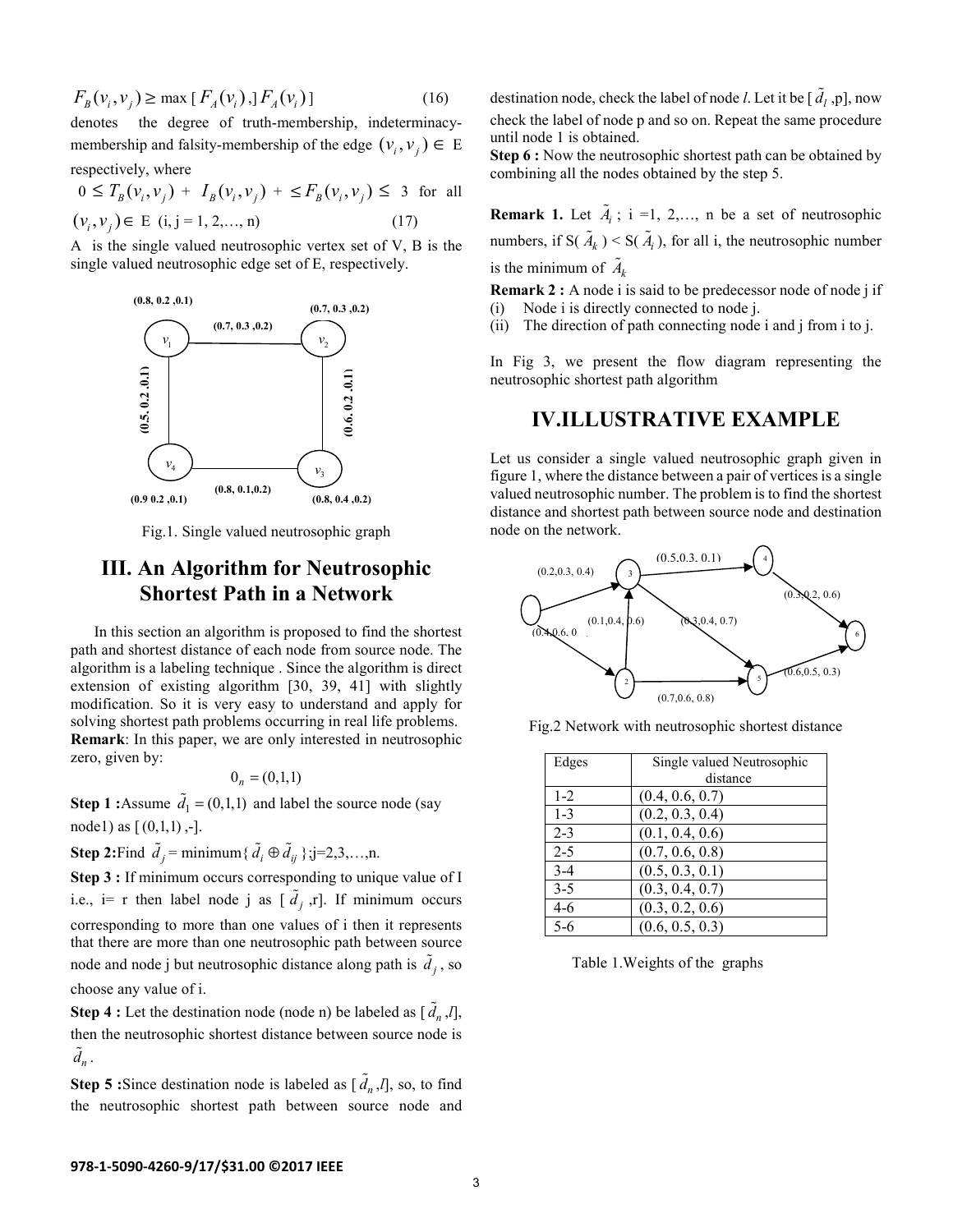$$F_B(v_i, v_j) \geq \max [F_A(v_i),] F_A(v_i)] \quad (16)$$

denotes the degree of truth-membership, indeterminacy-membership and falsity-membership of the edge $(v_i, v_j) \in$ E respectively, where

$$0 \leq T_B(v_i, v_j) + I_B(v_i, v_j) + \leq F_B(v_i, v_j) \leq 3 \text{ for all } (v_i, v_j) \in \text{E (i, j = 1, 2,…, n)} \quad (17)$$

A is the single valued neutrosophic vertex set of V, B is the single valued neutrosophic edge set of E, respectively.

Fig.1. Single valued neutrosophic graph

## III. An Algorithm for Neutrosophic Shortest Path in a Network

In this section an algorithm is proposed to find the shortest path and shortest distance of each node from source node. The algorithm is a labeling technique . Since the algorithm is direct extension of existing algorithm [30, 39, 41] with slightly modification. So it is very easy to understand and apply for solving shortest path problems occurring in real life problems.

**Remark**: In this paper, we are only interested in neutrosophic zero, given by:

$$0_n = (0,1,1)$$

**Step 1 :** Assume $\tilde{d}_1 = (0,1,1)$ and label the source node (say node1) as [ (0,1,1) ,-].

**Step 2:** Find $\tilde{d}_j$ = minimum{ $\tilde{d}_i \oplus \tilde{d}_{ij}$ };j=2,3,…,n.

**Step 3 :** If minimum occurs corresponding to unique value of I i.e., i= r then label node j as [ $\tilde{d}_j$ ,r]. If minimum occurs corresponding to more than one values of i then it represents that there are more than one neutrosophic path between source node and node j but neutrosophic distance along path is $\tilde{d}_j$ , so choose any value of i.

**Step 4 :** Let the destination node (node n) be labeled as [ $\tilde{d}_n$ ,*l*], then the neutrosophic shortest distance between source node is $\tilde{d}_n$ .

**Step 5 :** Since destination node is labeled as [ $\tilde{d}_n$ ,*l*], so, to find the neutrosophic shortest path between source node and destination node, check the label of node *l*. Let it be [ $\tilde{d}_l$ ,p], now check the label of node p and so on. Repeat the same procedure until node 1 is obtained.

**Step 6 :** Now the neutrosophic shortest path can be obtained by combining all the nodes obtained by the step 5.

**Remark 1.** Let $\tilde{A}_i$ ; i =1, 2,…, n be a set of neutrosophic numbers, if S( $\tilde{A}_k$ ) < S( $\tilde{A}_i$ ), for all i, the neutrosophic number is the minimum of $\tilde{A}_k$

**Remark 2 :** A node i is said to be predecessor node of node j if

(i) Node i is directly connected to node j.

(ii) The direction of path connecting node i and j from i to j.

In Fig 3, we present the flow diagram representing the neutrosophic shortest path algorithm

## IV.ILLUSTRATIVE EXAMPLE

Let us consider a single valued neutrosophic graph given in figure 1, where the distance between a pair of vertices is a single valued neutrosophic number. The problem is to find the shortest distance and shortest path between source node and destination node on the network.

Fig.2 Network with neutrosophic shortest distance

| Edges | Single valued Neutrosophic distance |
|---|---|
| 1-2 | (0.4, 0.6, 0.7) |
| 1-3 | (0.2, 0.3, 0.4) |
| 2-3 | (0.1, 0.4, 0.6) |
| 2-5 | (0.7, 0.6, 0.8) |
| 3-4 | (0.5, 0.3, 0.1) |
| 3-5 | (0.3, 0.4, 0.7) |
| 4-6 | (0.3, 0.2, 0.6) |
| 5-6 | (0.6, 0.5, 0.3) |

Table 1.Weights of the graphs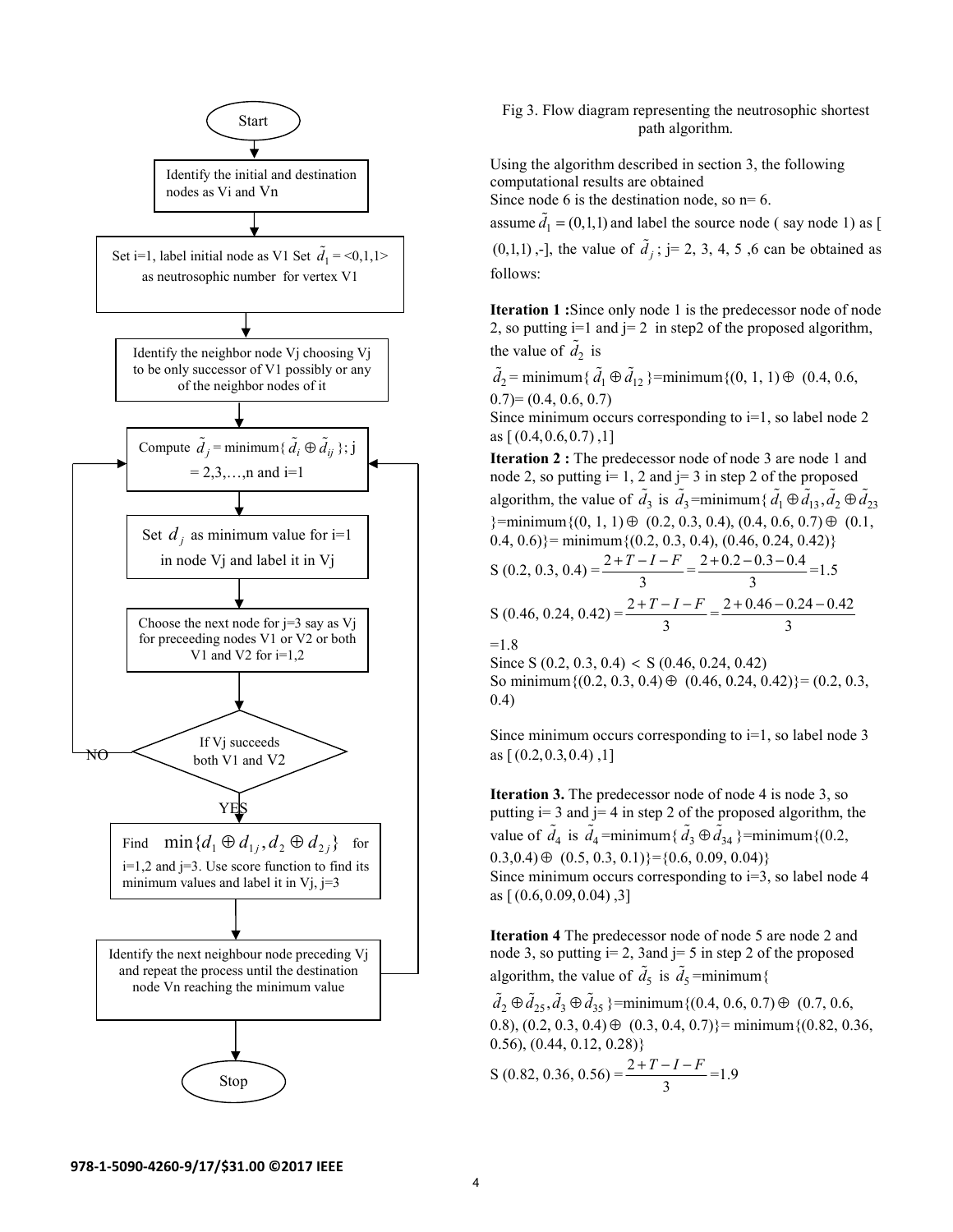Start

Identify the initial and destination nodes as Vi and Vn

Set i=1, label initial node as V1 Set $\tilde{d}_1$ = <0,1,1> as neutrosophic number for vertex V1

Identify the neighbor node Vj choosing Vj to be only successor of V1 possibly or any of the neighbor nodes of it

Compute $\tilde{d}_j$ = minimum{ $\tilde{d}_i \oplus \tilde{d}_{ij}$ }; j = 2,3,…,n and i=1

Set $d_j$ as minimum value for i=1 in node Vj and label it in Vj

Choose the next node for j=3 say as Vj for preceeding nodes V1 or V2 or both V1 and V2 for i=1,2

If Vj succeeds both V1 and V2 — NO / YES

Find $\min\{d_1 \oplus d_{1j}, d_2 \oplus d_{2j}\}$ for i=1,2 and j=3. Use score function to find its minimum values and label it in Vj, j=3

Identify the next neighbour node preceding Vj and repeat the process until the destination node Vn reaching the minimum value

Stop

Fig 3. Flow diagram representing the neutrosophic shortest path algorithm.

Using the algorithm described in section 3, the following computational results are obtained

Since node 6 is the destination node, so n= 6.

assume $\tilde{d}_1 = (0,1,1)$ and label the source node ( say node 1) as [ (0,1,1) ,-], the value of $\tilde{d}_j$ ; j= 2, 3, 4, 5 ,6 can be obtained as follows:

**Iteration 1 :**Since only node 1 is the predecessor node of node 2, so putting i=1 and j= 2 in step2 of the proposed algorithm, the value of $\tilde{d}_2$ is

$\tilde{d}_2$ = minimum{ $\tilde{d}_1 \oplus \tilde{d}_{12}$ }=minimum{(0, 1, 1) $\oplus$ (0.4, 0.6, 0.7)= (0.4, 0.6, 0.7)

Since minimum occurs corresponding to i=1, so label node 2 as [ (0.4, 0.6, 0.7) ,1]

**Iteration 2 :** The predecessor node of node 3 are node 1 and node 2, so putting i= 1, 2 and j= 3 in step 2 of the proposed algorithm, the value of $\tilde{d}_3$ is $\tilde{d}_3$=minimum{ $\tilde{d}_1 \oplus \tilde{d}_{13}, \tilde{d}_2 \oplus \tilde{d}_{23}$ }=minimum{(0, 1, 1) $\oplus$ (0.2, 0.3, 0.4), (0.4, 0.6, 0.7) $\oplus$ (0.1, 0.4, 0.6)}= minimum{(0.2, 0.3, 0.4), (0.46, 0.24, 0.42)}

$$S\,(0.2,\,0.3,\,0.4) = \frac{2+T-I-F}{3} = \frac{2+0.2-0.3-0.4}{3} = 1.5$$

$$S\,(0.46,\,0.24,\,0.42) = \frac{2+T-I-F}{3} = \frac{2+0.46-0.24-0.42}{3}$$

=1.8

Since S (0.2, 0.3, 0.4) < S (0.46, 0.24, 0.42)

So minimum{(0.2, 0.3, 0.4) $\oplus$ (0.46, 0.24, 0.42)}= (0.2, 0.3, 0.4)

Since minimum occurs corresponding to i=1, so label node 3 as [ (0.2, 0.3, 0.4) ,1]

**Iteration 3.** The predecessor node of node 4 is node 3, so putting i= 3 and j= 4 in step 2 of the proposed algorithm, the value of $\tilde{d}_4$ is $\tilde{d}_4$=minimum{ $\tilde{d}_3 \oplus \tilde{d}_{34}$ }=minimum{(0.2, 0.3,0.4) $\oplus$ (0.5, 0.3, 0.1)}={0.6, 0.09, 0.04)}

Since minimum occurs corresponding to i=3, so label node 4 as [ (0.6, 0.09, 0.04) ,3]

**Iteration 4** The predecessor node of node 5 are node 2 and node 3, so putting i= 2, 3and j= 5 in step 2 of the proposed algorithm, the value of $\tilde{d}_5$ is $\tilde{d}_5$=minimum{ $\tilde{d}_2 \oplus \tilde{d}_{25}, \tilde{d}_3 \oplus \tilde{d}_{35}$ }=minimum{(0.4, 0.6, 0.7) $\oplus$ (0.7, 0.6, 0.8), (0.2, 0.3, 0.4) $\oplus$ (0.3, 0.4, 0.7)}= minimum{(0.82, 0.36, 0.56), (0.44, 0.12, 0.28)}

$$S\,(0.82,\,0.36,\,0.56) = \frac{2+T-I-F}{3} = 1.9$$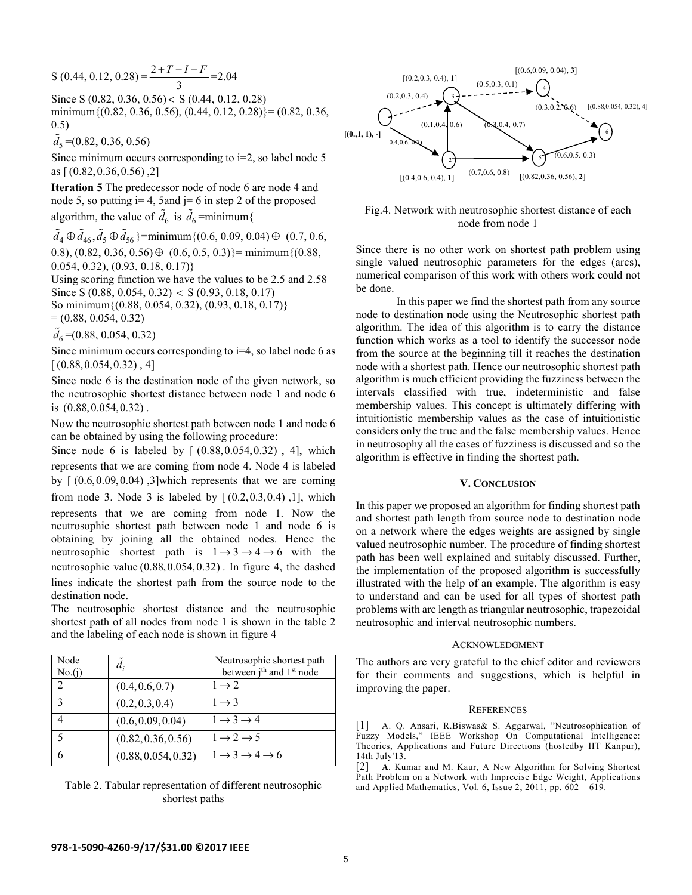$S(0.44, 0.12, 0.28) = \frac{2+T-I-F}{3} = 2.04$

Since S (0.82, 0.36, 0.56) < S (0.44, 0.12, 0.28) minimum{(0.82, 0.36, 0.56), (0.44, 0.12, 0.28)}= (0.82, 0.36, 0.5)

$\tilde{d}_5$ =(0.82, 0.36, 0.56)

Since minimum occurs corresponding to i=2, so label node 5 as [ (0.82, 0.36, 0.56) ,2]

**Iteration 5** The predecessor node of node 6 are node 4 and node 5, so putting i= 4, 5and j= 6 in step 2 of the proposed algorithm, the value of $\tilde{d}_6$ is $\tilde{d}_6$ =minimum{ $\tilde{d}_4 \oplus \tilde{d}_{46}, \tilde{d}_5 \oplus \tilde{d}_{56}$ }=minimum{(0.6, 0.09, 0.04) ⊕ (0.7, 0.6, 0.8), (0.82, 0.36, 0.56) ⊕ (0.6, 0.5, 0.3)}= minimum{(0.88, 0.054, 0.32), (0.93, 0.18, 0.17)}

Using scoring function we have the values to be 2.5 and 2.58

Since S (0.88, 0.054, 0.32) < S (0.93, 0.18, 0.17)

So minimum{(0.88, 0.054, 0.32), (0.93, 0.18, 0.17)} = (0.88, 0.054, 0.32)

$\tilde{d}_6$ =(0.88, 0.054, 0.32)

Since minimum occurs corresponding to i=4, so label node 6 as [ (0.88, 0.054, 0.32) , 4]

Since node 6 is the destination node of the given network, so the neutrosophic shortest distance between node 1 and node 6 is (0.88, 0.054, 0.32) .

Now the neutrosophic shortest path between node 1 and node 6 can be obtained by using the following procedure:

Since node 6 is labeled by [ (0.88, 0.054, 0.32) , 4], which represents that we are coming from node 4. Node 4 is labeled by [ (0.6, 0.09, 0.04) ,3]which represents that we are coming from node 3. Node 3 is labeled by [ (0.2, 0.3, 0.4) ,1], which represents that we are coming from node 1. Now the neutrosophic shortest path between node 1 and node 6 is obtaining by joining all the obtained nodes. Hence the neutrosophic shortest path is $1 \to 3 \to 4 \to 6$ with the neutrosophic value (0.88, 0.054, 0.32) . In figure 4, the dashed lines indicate the shortest path from the source node to the destination node.

The neutrosophic shortest distance and the neutrosophic shortest path of all nodes from node 1 is shown in the table 2 and the labeling of each node is shown in figure 4

| Node No.(j) | $\tilde{d}_i$ | Neutrosophic shortest path between j[th] and 1[st] node |
|---|---|---|
| 2 | (0.4, 0.6, 0.7) | $1 \to 2$ |
| 3 | (0.2, 0.3, 0.4) | $1 \to 3$ |
| 4 | (0.6, 0.09, 0.04) | $1 \to 3 \to 4$ |
| 5 | (0.82, 0.36, 0.56) | $1 \to 2 \to 5$ |
| 6 | (0.88, 0.054, 0.32) | $1 \to 3 \to 4 \to 6$ |

Table 2. Tabular representation of different neutrosophic shortest paths

Fig.4. Network with neutrosophic shortest distance of each node from node 1

Since there is no other work on shortest path problem using single valued neutrosophic parameters for the edges (arcs), numerical comparison of this work with others work could not be done.

In this paper we find the shortest path from any source node to destination node using the Neutrosophic shortest path algorithm. The idea of this algorithm is to carry the distance function which works as a tool to identify the successor node from the source at the beginning till it reaches the destination node with a shortest path. Hence our neutrosophic shortest path algorithm is much efficient providing the fuzziness between the intervals classified with true, indeterministic and false membership values. This concept is ultimately differing with intuitionistic membership values as the case of intuitionistic considers only the true and the false membership values. Hence in neutrosophy all the cases of fuzziness is discussed and so the algorithm is effective in finding the shortest path.

## V. Conclusion

In this paper we proposed an algorithm for finding shortest path and shortest path length from source node to destination node on a network where the edges weights are assigned by single valued neutrosophic number. The procedure of finding shortest path has been well explained and suitably discussed. Further, the implementation of the proposed algorithm is successfully illustrated with the help of an example. The algorithm is easy to understand and can be used for all types of shortest path problems with arc length as triangular neutrosophic, trapezoidal neutrosophic and interval neutrosophic numbers.

## Acknowledgment

The authors are very grateful to the chief editor and reviewers for their comments and suggestions, which is helpful in improving the paper.

## References

[1] A. Q. Ansari, R.Biswas& S. Aggarwal, "Neutrosophication of Fuzzy Models," IEEE Workshop On Computational Intelligence: Theories, Applications and Future Directions (hostedby IIT Kanpur), 14th July'13.

[2] **A**. Kumar and M. Kaur, A New Algorithm for Solving Shortest Path Problem on a Network with Imprecise Edge Weight, Applications and Applied Mathematics, Vol. 6, Issue 2, 2011, pp. 602 – 619.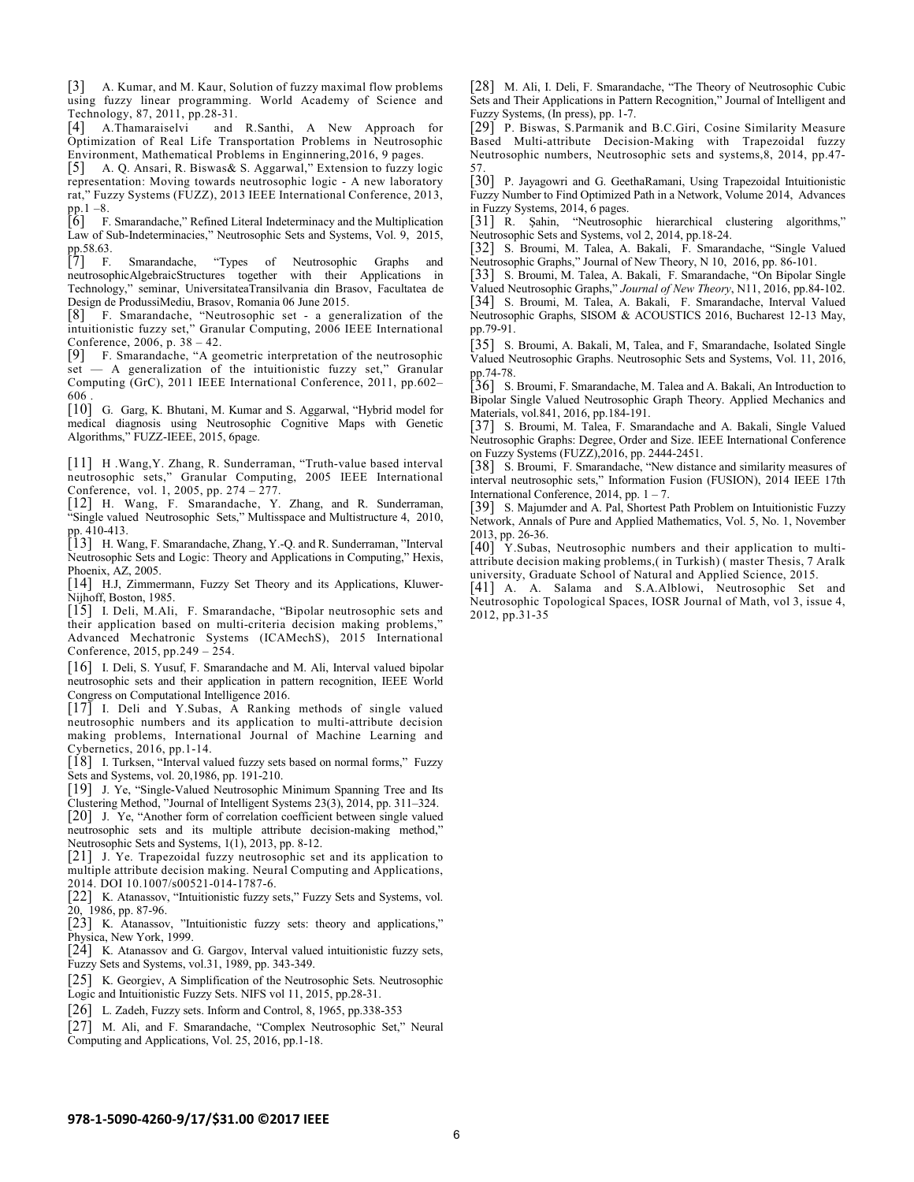[3] A. Kumar, and M. Kaur, Solution of fuzzy maximal flow problems using fuzzy linear programming. World Academy of Science and Technology, 87, 2011, pp.28-31.

[4] A.Thamaraiselvi and R.Santhi, A New Approach for Optimization of Real Life Transportation Problems in Neutrosophic Environment, Mathematical Problems in Enginnering,2016, 9 pages.

[5] A. Q. Ansari, R. Biswas& S. Aggarwal," Extension to fuzzy logic representation: Moving towards neutrosophic logic - A new laboratory rat," Fuzzy Systems (FUZZ), 2013 IEEE International Conference, 2013, pp.1 –8.

[6] F. Smarandache," Refined Literal Indeterminacy and the Multiplication Law of Sub-Indeterminacies," Neutrosophic Sets and Systems, Vol. 9, 2015, pp.58.63.

[7] F. Smarandache, "Types of Neutrosophic Graphs and neutrosophicAlgebraicStructures together with their Applications in Technology," seminar, UniversitateaTransilvania din Brasov, Facultatea de Design de ProdussiMediu, Brasov, Romania 06 June 2015.

[8] F. Smarandache, "Neutrosophic set - a generalization of the intuitionistic fuzzy set," Granular Computing, 2006 IEEE International Conference, 2006, p. 38 – 42.

[9] F. Smarandache, "A geometric interpretation of the neutrosophic set — A generalization of the intuitionistic fuzzy set," Granular Computing (GrC), 2011 IEEE International Conference, 2011, pp.602–606 .

[10] G. Garg, K. Bhutani, M. Kumar and S. Aggarwal, "Hybrid model for medical diagnosis using Neutrosophic Cognitive Maps with Genetic Algorithms," FUZZ-IEEE, 2015, 6page.

[11] H .Wang,Y. Zhang, R. Sunderraman, "Truth-value based interval neutrosophic sets," Granular Computing, 2005 IEEE International Conference, vol. 1, 2005, pp. 274 – 277.

[12] H. Wang, F. Smarandache, Y. Zhang, and R. Sunderraman, "Single valued Neutrosophic Sets," Multisspace and Multistructure 4, 2010, pp. 410-413.

[13] H. Wang, F. Smarandache, Zhang, Y.-Q. and R. Sunderraman, "Interval Neutrosophic Sets and Logic: Theory and Applications in Computing," Hexis, Phoenix, AZ, 2005.

[14] H.J, Zimmermann, Fuzzy Set Theory and its Applications, Kluwer-Nijhoff, Boston, 1985.

[15] I. Deli, M.Ali, F. Smarandache, "Bipolar neutrosophic sets and their application based on multi-criteria decision making problems," Advanced Mechatronic Systems (ICAMechS), 2015 International Conference, 2015, pp.249 – 254.

[16] I. Deli, S. Yusuf, F. Smarandache and M. Ali, Interval valued bipolar neutrosophic sets and their application in pattern recognition, IEEE World Congress on Computational Intelligence 2016.

[17] I. Deli and Y.Subas, A Ranking methods of single valued neutrosophic numbers and its application to multi-attribute decision making problems, International Journal of Machine Learning and Cybernetics, 2016, pp.1-14.

[18] I. Turksen, "Interval valued fuzzy sets based on normal forms," Fuzzy Sets and Systems, vol. 20,1986, pp. 191-210.

[19] J. Ye, "Single-Valued Neutrosophic Minimum Spanning Tree and Its Clustering Method, "Journal of Intelligent Systems 23(3), 2014, pp. 311–324.

[20] J. Ye, "Another form of correlation coefficient between single valued neutrosophic sets and its multiple attribute decision-making method," Neutrosophic Sets and Systems, 1(1), 2013, pp. 8-12.

[21] J. Ye. Trapezoidal fuzzy neutrosophic set and its application to multiple attribute decision making. Neural Computing and Applications, 2014. DOI 10.1007/s00521-014-1787-6.

[22] K. Atanassov, "Intuitionistic fuzzy sets," Fuzzy Sets and Systems, vol. 20, 1986, pp. 87-96.

[23] K. Atanassov, "Intuitionistic fuzzy sets: theory and applications," Physica, New York, 1999.

[24] K. Atanassov and G. Gargov, Interval valued intuitionistic fuzzy sets, Fuzzy Sets and Systems, vol.31, 1989, pp. 343-349.

[25] K. Georgiev, A Simplification of the Neutrosophic Sets. Neutrosophic Logic and Intuitionistic Fuzzy Sets. NIFS vol 11, 2015, pp.28-31.

[26] L. Zadeh, Fuzzy sets. Inform and Control, 8, 1965, pp.338-353

[27] M. Ali, and F. Smarandache, "Complex Neutrosophic Set," Neural Computing and Applications, Vol. 25, 2016, pp.1-18.

[28] M. Ali, I. Deli, F. Smarandache, "The Theory of Neutrosophic Cubic Sets and Their Applications in Pattern Recognition," Journal of Intelligent and Fuzzy Systems, (In press), pp. 1-7.

[29] P. Biswas, S.Parmanik and B.C.Giri, Cosine Similarity Measure Based Multi-attribute Decision-Making with Trapezoidal fuzzy Neutrosophic numbers, Neutrosophic sets and systems,8, 2014, pp.47-57.

[30] P. Jayagowri and G. GeethaRamani, Using Trapezoidal Intuitionistic Fuzzy Number to Find Optimized Path in a Network, Volume 2014, Advances in Fuzzy Systems, 2014, 6 pages.

[31] R. Şahin, "Neutrosophic hierarchical clustering algorithms," Neutrosophic Sets and Systems, vol 2, 2014, pp.18-24.

[32] S. Broumi, M. Talea, A. Bakali, F. Smarandache, "Single Valued Neutrosophic Graphs," Journal of New Theory, N 10, 2016, pp. 86-101.

[33] S. Broumi, M. Talea, A. Bakali, F. Smarandache, "On Bipolar Single Valued Neutrosophic Graphs," *Journal of New Theory*, N11, 2016, pp.84-102.

[34] S. Broumi, M. Talea, A. Bakali, F. Smarandache, Interval Valued Neutrosophic Graphs, SISOM & ACOUSTICS 2016, Bucharest 12-13 May, pp.79-91.

[35] S. Broumi, A. Bakali, M, Talea, and F, Smarandache, Isolated Single Valued Neutrosophic Graphs. Neutrosophic Sets and Systems, Vol. 11, 2016, pp.74-78.

[36] S. Broumi, F. Smarandache, M. Talea and A. Bakali, An Introduction to Bipolar Single Valued Neutrosophic Graph Theory. Applied Mechanics and Materials, vol.841, 2016, pp.184-191.

[37] S. Broumi, M. Talea, F. Smarandache and A. Bakali, Single Valued Neutrosophic Graphs: Degree, Order and Size. IEEE International Conference on Fuzzy Systems (FUZZ),2016, pp. 2444-2451.

[38] S. Broumi, F. Smarandache, "New distance and similarity measures of interval neutrosophic sets," Information Fusion (FUSION), 2014 IEEE 17th International Conference, 2014, pp. 1 – 7.

[39] S. Majumder and A. Pal, Shortest Path Problem on Intuitionistic Fuzzy Network, Annals of Pure and Applied Mathematics, Vol. 5, No. 1, November 2013, pp. 26-36.

[40] Y.Subas, Neutrosophic numbers and their application to multi-attribute decision making problems,( in Turkish) ( master Thesis, 7 Aralk university, Graduate School of Natural and Applied Science, 2015.

[41] A. A. Salama and S.A.Alblowi, Neutrosophic Set and Neutrosophic Topological Spaces, IOSR Journal of Math, vol 3, issue 4, 2012, pp.31-35

**978-1-5090-4260-9/17/$31.00 ©2017 IEEE**